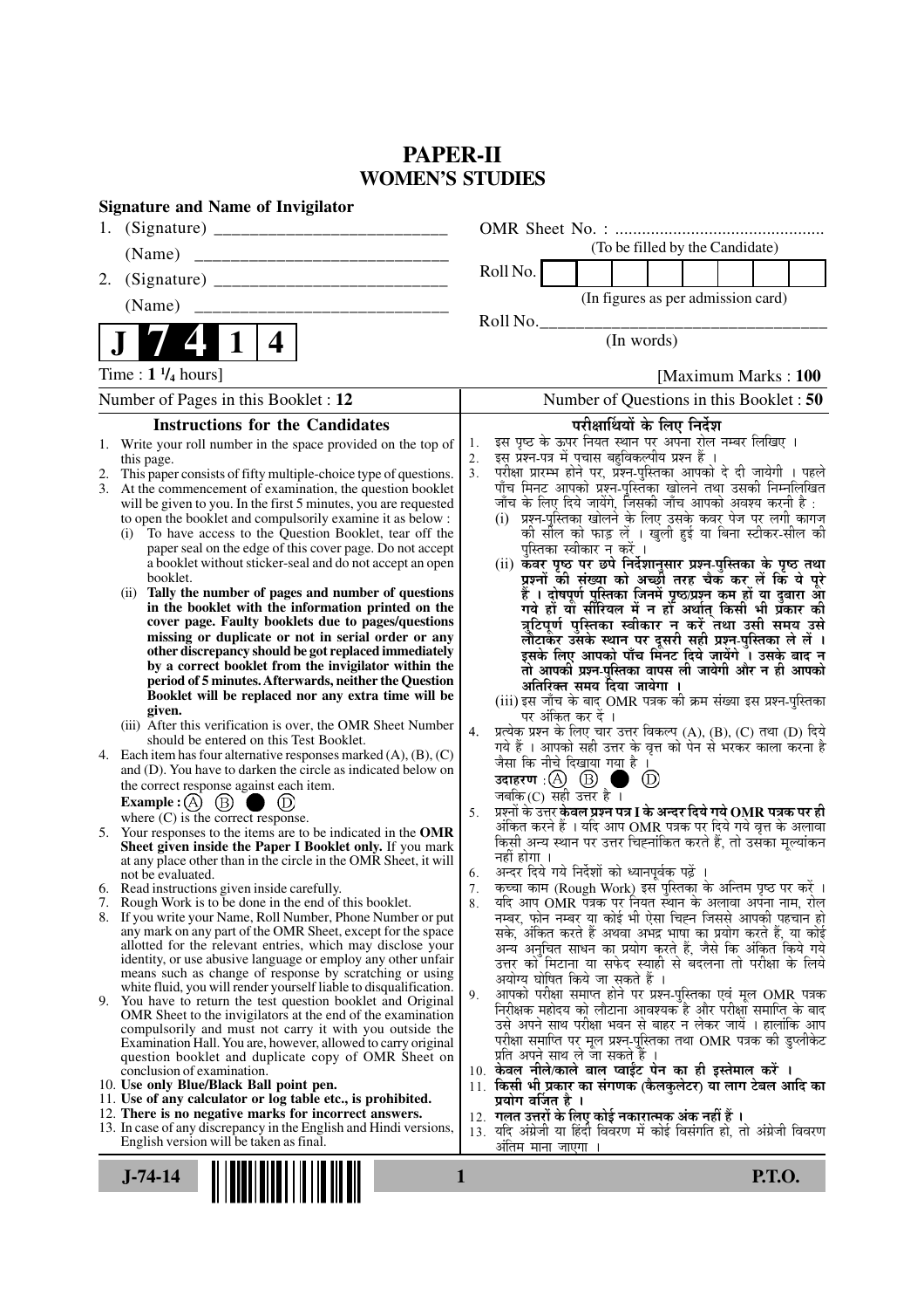# PAPER-II
## WOMEN'S STUDIES

**Signature and Name of Invigilator**

1. (Signature) __________________________

   (Name) ____________________________

2. (Signature) __________________________

   (Name) ____________________________

**J 7 4 1 4**

OMR Sheet No. : ...............................................

(To be filled by the Candidate)

Roll No. [ ][ ][ ][ ][ ][ ][ ][ ]

(In figures as per admission card)

Roll No.________________________________

(In words)

Time : **1 ¼ hours**] [Maximum Marks : **100**

Number of Pages in this Booklet : 12

Number of Questions in this Booklet : **50**

### Instructions for the Candidates

1. Write your roll number in the space provided on the top of this page.
2. This paper consists of fifty multiple-choice type of questions.
3. At the commencement of examination, the question booklet will be given to you. In the first 5 minutes, you are requested to open the booklet and compulsorily examine it as below :
   (i) To have access to the Question Booklet, tear off the paper seal on the edge of this cover page. Do not accept a booklet without sticker-seal and do not accept an open booklet.
   (ii) **Tally the number of pages and number of questions in the booklet with the information printed on the cover page. Faulty booklets due to pages/questions missing or duplicate or not in serial order or any other discrepancy should be got replaced immediately by a correct booklet from the invigilator within the period of 5 minutes. Afterwards, neither the Question Booklet will be replaced nor any extra time will be given.**
   (iii) After this verification is over, the OMR Sheet Number should be entered on this Test Booklet.
4. Each item has four alternative responses marked (A), (B), (C) and (D). You have to darken the circle as indicated below on the correct response against each item.

   **Example :** (A) (B) ● (D)

   where (C) is the correct response.
5. Your responses to the items are to be indicated in the **OMR Sheet given inside the Paper I Booklet only.** If you mark at any place other than in the circle in the OMR Sheet, it will not be evaluated.
6. Read instructions given inside carefully.
7. Rough Work is to be done in the end of this booklet.
8. If you write your Name, Roll Number, Phone Number or put any mark on any part of the OMR Sheet, except for the space allotted for the relevant entries, which may disclose your identity, or use abusive language or employ any other unfair means such as change of response by scratching or using white fluid, you will render yourself liable to disqualification.
9. You have to return the test question booklet and Original OMR Sheet to the invigilators at the end of the examination compulsorily and must not carry it with you outside the Examination Hall. You are, however, allowed to carry original question booklet and duplicate copy of OMR Sheet on conclusion of examination.
10. **Use only Blue/Black Ball point pen.**
11. **Use of any calculator or log table etc., is prohibited.**
12. **There is no negative marks for incorrect answers.**
13. In case of any discrepancy in the English and Hindi versions, English version will be taken as final.

### परीक्षार्थियों के लिए निर्देश

1. इस पृष्ठ के ऊपर नियत स्थान पर अपना रोल नम्बर लिखिए ।
2. इस प्रश्न-पत्र में पचास बहुविकल्पीय प्रश्न हैं ।
3. परीक्षा प्रारम्भ होने पर, प्रश्न-पुस्तिका आपको दे दी जायेगी । पहले पाँच मिनट आपको प्रश्न-पुस्तिका खोलने तथा उसकी निम्नलिखित जाँच के लिए दिये जायेंगे, जिसकी जाँच आपको अवश्य करनी है :
   (i) प्रश्न-पुस्तिका खोलने के लिए उसके कवर पेज पर लगी कागज की सील को फाड़ लें । खुली हुई या बिना स्टीकर-सील की पुस्तिका स्वीकार न करें ।
   (ii) **कवर पृष्ठ पर छपे निर्देशानुसार प्रश्न-पुस्तिका के पृष्ठ तथा प्रश्नों की संख्या को अच्छी तरह चैक कर लें कि ये पूरे हैं । दोषपूर्ण पुस्तिका जिनमें पृष्ठ/प्रश्न कम हों या दुबारा आ गये हों या सीरियल में न हों अर्थात् किसी भी प्रकार की त्रुटिपूर्ण पुस्तिका स्वीकार न करें तथा उसी समय उसे लौटाकर उसके स्थान पर दूसरी सही प्रश्न-पुस्तिका ले लें । इसके लिए आपको पाँच मिनट दिये जायेंगे । उसके बाद न तो आपकी प्रश्न-पुस्तिका वापस ली जायेगी और न ही आपको अतिरिक्त समय दिया जायेगा ।**
   (iii) इस जाँच के बाद OMR पत्रक की क्रम संख्या इस प्रश्न-पुस्तिका पर अंकित कर दें ।
4. प्रत्येक प्रश्न के लिए चार उत्तर विकल्प (A), (B), (C) तथा (D) दिये गये हैं । आपको सही उत्तर के वृत्त को पेन से भरकर काला करना है जैसा कि नीचे दिखाया गया है ।

   **उदाहरण :** (A) (B) ● (D)

   जबकि (C) सही उत्तर है ।
5. प्रश्नों के उत्तर **केवल प्रश्न पत्र I के अन्दर दिये गये OMR पत्रक पर ही** अंकित करने हैं । यदि आप OMR पत्रक पर दिये गये वृत्त के अलावा किसी अन्य स्थान पर उत्तर चिह्नांकित करते हैं, तो उसका मूल्यांकन नहीं होगा ।
6. अन्दर दिये गये निर्देशों को ध्यानपूर्वक पढ़ें ।
7. कच्चा काम (Rough Work) इस पुस्तिका के अन्तिम पृष्ठ पर करें ।
8. यदि आप OMR पत्रक पर नियत स्थान के अलावा अपना नाम, रोल नम्बर, फोन नम्बर या कोई भी ऐसा चिह्न जिससे आपकी पहचान हो सके, अंकित करते हैं अथवा अभद्र भाषा का प्रयोग करते हैं, या कोई अन्य अनुचित साधन का प्रयोग करते हैं, जैसे कि अंकित किये गये उत्तर को मिटाना या सफेद स्याही से बदलना तो परीक्षा के लिये अयोग्य घोषित किये जा सकते हैं ।
9. आपको परीक्षा समाप्त होने पर प्रश्न-पुस्तिका एवं मूल OMR पत्रक निरीक्षक महोदय को लौटाना आवश्यक है और परीक्षा समाप्ति के बाद उसे अपने साथ परीक्षा भवन से बाहर न लेकर जायें । हालांकि आप परीक्षा समाप्ति पर मूल प्रश्न-पुस्तिका तथा OMR पत्रक की डुप्लीकेट प्रति अपने साथ ले जा सकते हैं ।
10. **केवल नीले/काले बाल प्वाईंट पेन का ही इस्तेमाल करें ।**
11. **किसी भी प्रकार का संगणक (कैलकुलेटर) या लाग टेबल आदि का प्रयोग वर्जित है ।**
12. **गलत उत्तरों के लिए कोई नकारात्मक अंक नहीं हैं ।**
13. यदि अंग्रेजी या हिंदी विवरण में कोई विसंगति हो, तो अंग्रेजी विवरण अंतिम माना जाएगा ।

**J-74-14** **P.T.O.**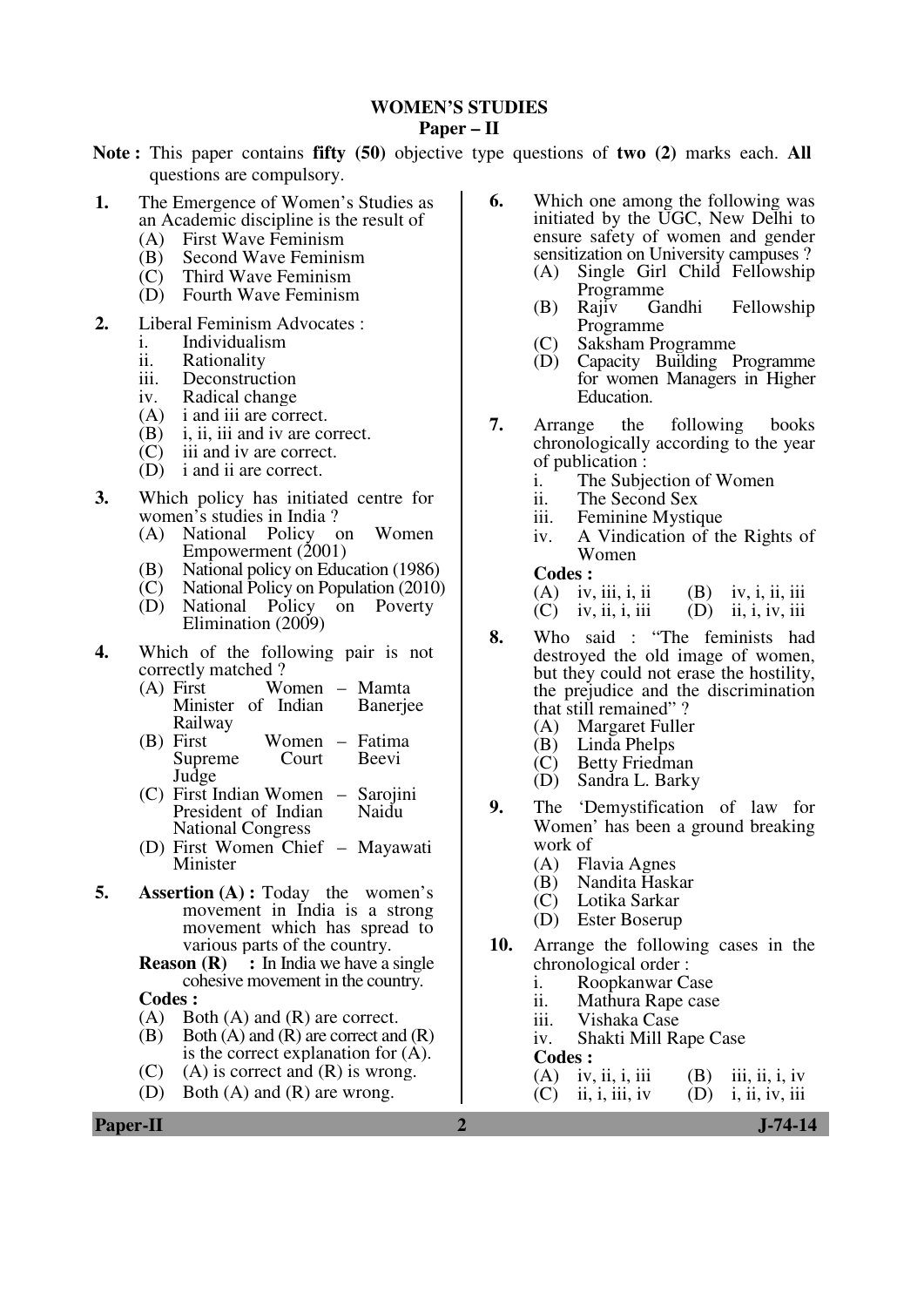# WOMEN'S STUDIES

## Paper – II

**Note :** This paper contains **fifty (50)** objective type questions of **two (2)** marks each. **All** questions are compulsory.

**1.** The Emergence of Women's Studies as an Academic discipline is the result of

(A) First Wave Feminism
(B) Second Wave Feminism
(C) Third Wave Feminism
(D) Fourth Wave Feminism

**2.** Liberal Feminism Advocates :

i. Individualism
ii. Rationality
iii. Deconstruction
iv. Radical change

(A) i and iii are correct.
(B) i, ii, iii and iv are correct.
(C) iii and iv are correct.
(D) i and ii are correct.

**3.** Which policy has initiated centre for women's studies in India ?

(A) National Policy on Women Empowerment (2001)
(B) National policy on Education (1986)
(C) National Policy on Population (2010)
(D) National Policy on Poverty Elimination (2009)

**4.** Which of the following pair is not correctly matched ?

(A) First Women Minister of Indian Railway – Mamta Banerjee
(B) First Women Supreme Court Judge – Fatima Beevi
(C) First Indian Women President of Indian National Congress – Sarojini Naidu
(D) First Women Chief Minister – Mayawati

**5.** **Assertion (A) :** Today the women's movement in India is a strong movement which has spread to various parts of the country.

**Reason (R) :** In India we have a single cohesive movement in the country.

**Codes :**

(A) Both (A) and (R) are correct.
(B) Both (A) and (R) are correct and (R) is the correct explanation for (A).
(C) (A) is correct and (R) is wrong.
(D) Both (A) and (R) are wrong.

**6.** Which one among the following was initiated by the UGC, New Delhi to ensure safety of women and gender sensitization on University campuses ?

(A) Single Girl Child Fellowship Programme
(B) Rajiv Gandhi Fellowship Programme
(C) Saksham Programme
(D) Capacity Building Programme for women Managers in Higher Education.

**7.** Arrange the following books chronologically according to the year of publication :

i. The Subjection of Women
ii. The Second Sex
iii. Feminine Mystique
iv. A Vindication of the Rights of Women

**Codes :**

(A) iv, iii, i, ii
(B) iv, i, ii, iii
(C) iv, ii, i, iii
(D) ii, i, iv, iii

**8.** Who said : "The feminists had destroyed the old image of women, but they could not erase the hostility, the prejudice and the discrimination that still remained" ?

(A) Margaret Fuller
(B) Linda Phelps
(C) Betty Friedman
(D) Sandra L. Barky

**9.** The 'Demystification of law for Women' has been a ground breaking work of

(A) Flavia Agnes
(B) Nandita Haskar
(C) Lotika Sarkar
(D) Ester Boserup

**10.** Arrange the following cases in the chronological order :

i. Roopkanwar Case
ii. Mathura Rape case
iii. Vishaka Case
iv. Shakti Mill Rape Case

**Codes :**

(A) iv, ii, i, iii
(B) iii, ii, i, iv
(C) ii, i, iii, iv
(D) i, ii, iv, iii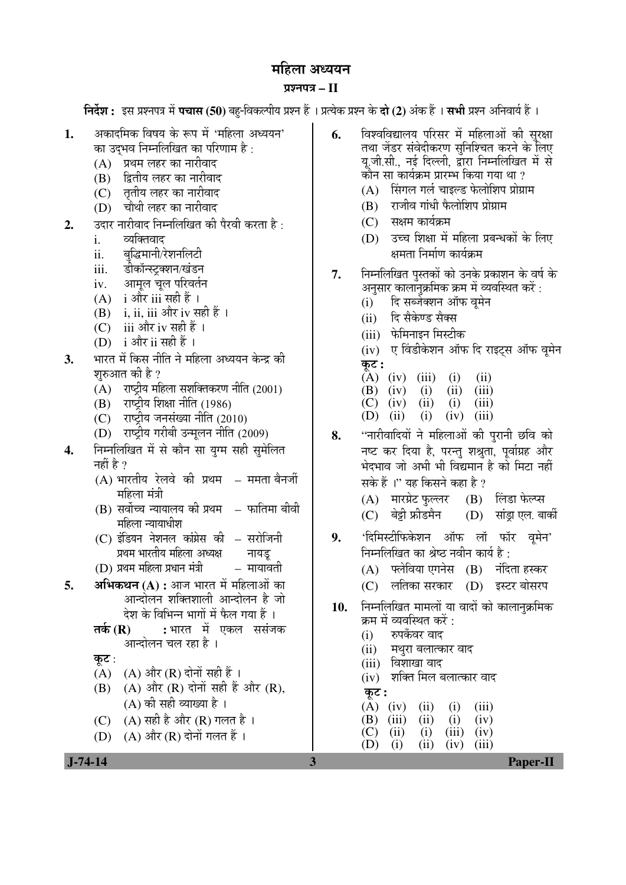# महिला अध्ययन

## प्रश्नपत्र – II

**निर्देश :** इस प्रश्नपत्र में **पचास (50)** बहु-विकल्पीय प्रश्न हैं । प्रत्येक प्रश्न के **दो (2)** अंक हैं । **सभी** प्रश्न अनिवार्य हैं ।

**1.** अकादमिक विषय के रूप में 'महिला अध्ययन' का उद्भव निम्नलिखित का परिणाम है :
- (A) प्रथम लहर का नारीवाद
- (B) द्वितीय लहर का नारीवाद
- (C) तृतीय लहर का नारीवाद
- (D) चौथी लहर का नारीवाद

**2.** उदार नारीवाद निम्नलिखित की पैरवी करता है :
- i. व्यक्तिवाद
- ii. बुद्धिमानी/रेशनलिटी
- iii. डीकॉन्स्ट्रक्शन/खंडन
- iv. आमूल चूल परिवर्तन

- (A) i और iii सही हैं ।
- (B) i, ii, iii और iv सही हैं ।
- (C) iii और iv सही हैं ।
- (D) i और ii सही हैं ।

**3.** भारत में किस नीति ने महिला अध्ययन केन्द्र की शुरुआत की है ?
- (A) राष्ट्रीय महिला सशक्तिकरण नीति (2001)
- (B) राष्ट्रीय शिक्षा नीति (1986)
- (C) राष्ट्रीय जनसंख्या नीति (2010)
- (D) राष्ट्रीय गरीबी उन्मूलन नीति (2009)

**4.** निम्नलिखित में से कौन सा युग्म सही सुमेलित नहीं है ?
- (A) भारतीय रेलवे की प्रथम महिला मंत्री – ममता बैनर्जी
- (B) सर्वोच्च न्यायालय की प्रथम महिला न्यायाधीश – फातिमा बीवी
- (C) इंडियन नेशनल कांग्रेस की प्रथम भारतीय महिला अध्यक्ष – सरोजिनी नायडू
- (D) प्रथम महिला प्रधान मंत्री – मायावती

**5.** **अभिकथन (A) :** आज भारत में महिलाओं का आन्दोलन शक्तिशाली आन्दोलन है जो देश के विभिन्न भागों में फैल गया है ।

**तर्क (R) :** भारत में एकल ससंजक आन्दोलन चल रहा है ।

**कूट** :
- (A) (A) और (R) दोनों सही हैं ।
- (B) (A) और (R) दोनों सही हैं और (R), (A) की सही व्याख्या है ।
- (C) (A) सही है और (R) गलत है ।
- (D) (A) और (R) दोनों गलत हैं ।

**6.** विश्वविद्यालय परिसर में महिलाओं की सुरक्षा तथा जेंडर संवेदीकरण सुनिश्चित करने के लिए यू.जी.सी., नई दिल्ली, द्वारा निम्नलिखित में से कौन सा कार्यक्रम प्रारम्भ किया गया था ?
- (A) सिंगल गर्ल चाइल्ड फेलोशिप प्रोग्राम
- (B) राजीव गांधी फैलोशिप प्रोग्राम
- (C) सक्षम कार्यक्रम
- (D) उच्च शिक्षा में महिला प्रबन्धकों के लिए क्षमता निर्माण कार्यक्रम

**7.** निम्नलिखित पुस्तकों को उनके प्रकाशन के वर्ष के अनुसार कालानुक्रमिक क्रम में व्यवस्थित करें :
- (i) दि सब्जेक्शन ऑफ वूमेन
- (ii) दि सैकेण्ड सैक्स
- (iii) फेमिनाइन मिस्टीक
- (iv) ए विंडीकेशन ऑफ दि राइट्स ऑफ वूमेन

**कूट :**

| | | | | |
|---|---|---|---|---|
| (A) | (iv) | (iii) | (i) | (ii) |
| (B) | (iv) | (i) | (ii) | (iii) |
| (C) | (iv) | (ii) | (i) | (iii) |
| (D) | (ii) | (i) | (iv) | (iii) |

**8.** "नारीवादियों ने महिलाओं की पुरानी छवि को नष्ट कर दिया है, परन्तु शत्रुता, पूर्वाग्रह और भेदभाव जो अभी भी विद्यमान है को मिटा नहीं सके हैं ।" यह किसने कहा है ?
- (A) मारग्रेट फुल्लर
- (B) लिंडा फेल्प्स
- (C) बेट्टी फ्रीडमैन
- (D) सांड्रा एल. बार्की

**9.** 'दिमिस्टीफिकेशन ऑफ लॉ फॉर वूमेन' निम्नलिखित का श्रेष्ठ नवीन कार्य है :
- (A) फ्लेविया एगनेस
- (B) नंदिता हस्कर
- (C) लतिका सरकार
- (D) इस्टर बोसरप

**10.** निम्नलिखित मामलों या वादों को कालानुक्रमिक क्रम में व्यवस्थित करें :
- (i) रुपकँवर वाद
- (ii) मथुरा बलात्कार वाद
- (iii) विशाखा वाद
- (iv) शक्ति मिल बलात्कार वाद

**कूट :**

| | | | | |
|---|---|---|---|---|
| (A) | (iv) | (ii) | (i) | (iii) |
| (B) | (iii) | (ii) | (i) | (iv) |
| (C) | (ii) | (i) | (iii) | (iv) |
| (D) | (i) | (ii) | (iv) | (iii) |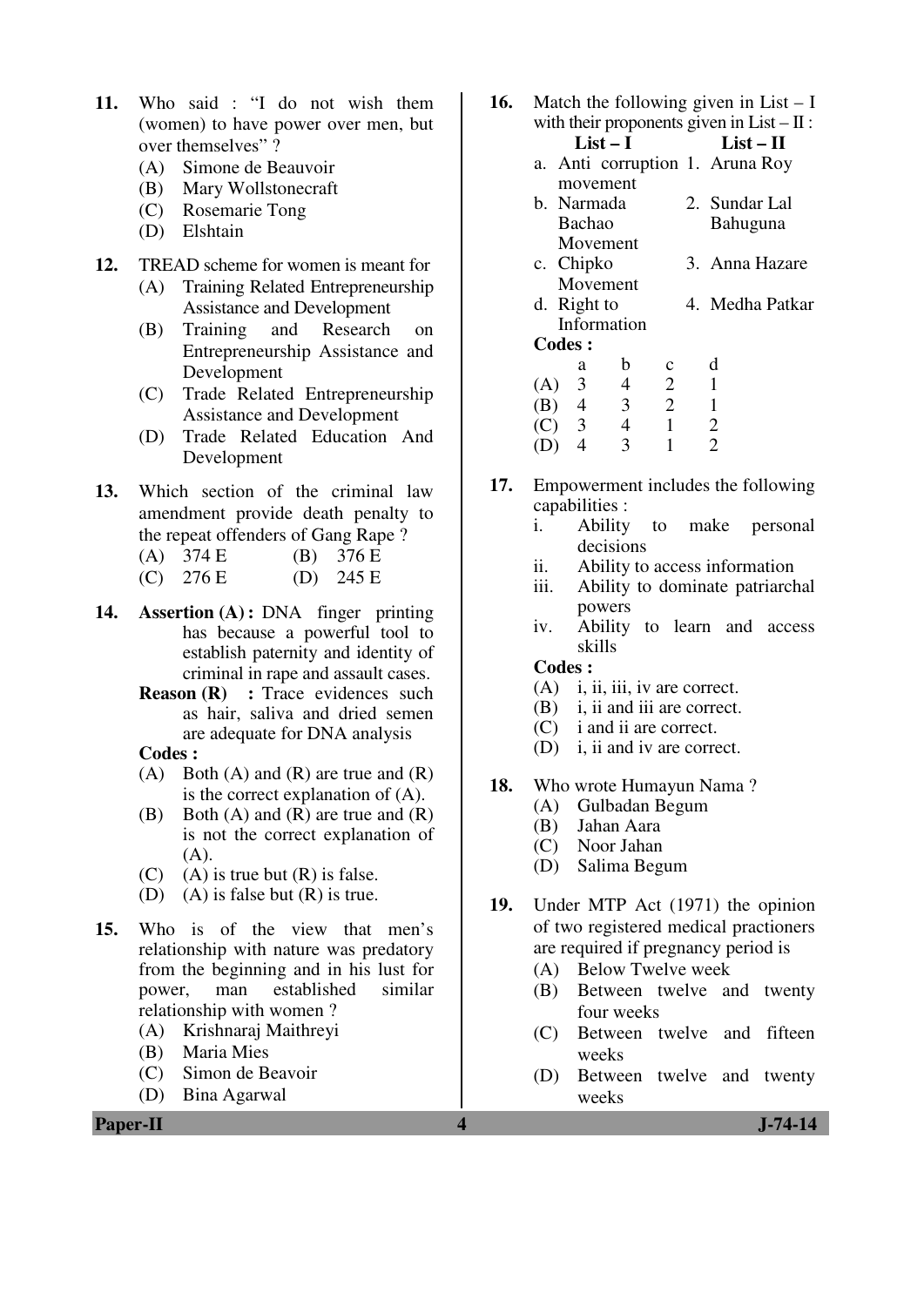11. Who said : "I do not wish them (women) to have power over men, but over themselves" ?
    (A) Simone de Beauvoir
    (B) Mary Wollstonecraft
    (C) Rosemarie Tong
    (D) Elshtain

12. TREAD scheme for women is meant for
    (A) Training Related Entrepreneurship Assistance and Development
    (B) Training and Research on Entrepreneurship Assistance and Development
    (C) Trade Related Entrepreneurship Assistance and Development
    (D) Trade Related Education And Development

13. Which section of the criminal law amendment provide death penalty to the repeat offenders of Gang Rape ?
    (A) 374 E
    (B) 376 E
    (C) 276 E
    (D) 245 E

14. **Assertion (A) :** DNA finger printing has because a powerful tool to establish paternity and identity of criminal in rape and assault cases.
    **Reason (R) :** Trace evidences such as hair, saliva and dried semen are adequate for DNA analysis
    **Codes :**
    (A) Both (A) and (R) are true and (R) is the correct explanation of (A).
    (B) Both (A) and (R) are true and (R) is not the correct explanation of (A).
    (C) (A) is true but (R) is false.
    (D) (A) is false but (R) is true.

15. Who is of the view that men's relationship with nature was predatory from the beginning and in his lust for power, man established similar relationship with women ?
    (A) Krishnaraj Maithreyi
    (B) Maria Mies
    (C) Simon de Beavoir
    (D) Bina Agarwal

16. Match the following given in List – I with their proponents given in List – II :

| List – I | List – II |
|---|---|
| a. Anti corruption movement | 1. Aruna Roy |
| b. Narmada Bachao Movement | 2. Sundar Lal Bahuguna |
| c. Chipko Movement | 3. Anna Hazare |
| d. Right to Information | 4. Medha Patkar |

**Codes :**

| | a | b | c | d |
|---|---|---|---|---|
| (A) | 3 | 4 | 2 | 1 |
| (B) | 4 | 3 | 2 | 1 |
| (C) | 3 | 4 | 1 | 2 |
| (D) | 4 | 3 | 1 | 2 |

17. Empowerment includes the following capabilities :
    i. Ability to make personal decisions
    ii. Ability to access information
    iii. Ability to dominate patriarchal powers
    iv. Ability to learn and access skills
    **Codes :**
    (A) i, ii, iii, iv are correct.
    (B) i, ii and iii are correct.
    (C) i and ii are correct.
    (D) i, ii and iv are correct.

18. Who wrote Humayun Nama ?
    (A) Gulbadan Begum
    (B) Jahan Aara
    (C) Noor Jahan
    (D) Salima Begum

19. Under MTP Act (1971) the opinion of two registered medical practioners are required if pregnancy period is
    (A) Below Twelve week
    (B) Between twelve and twenty four weeks
    (C) Between twelve and fifteen weeks
    (D) Between twelve and twenty weeks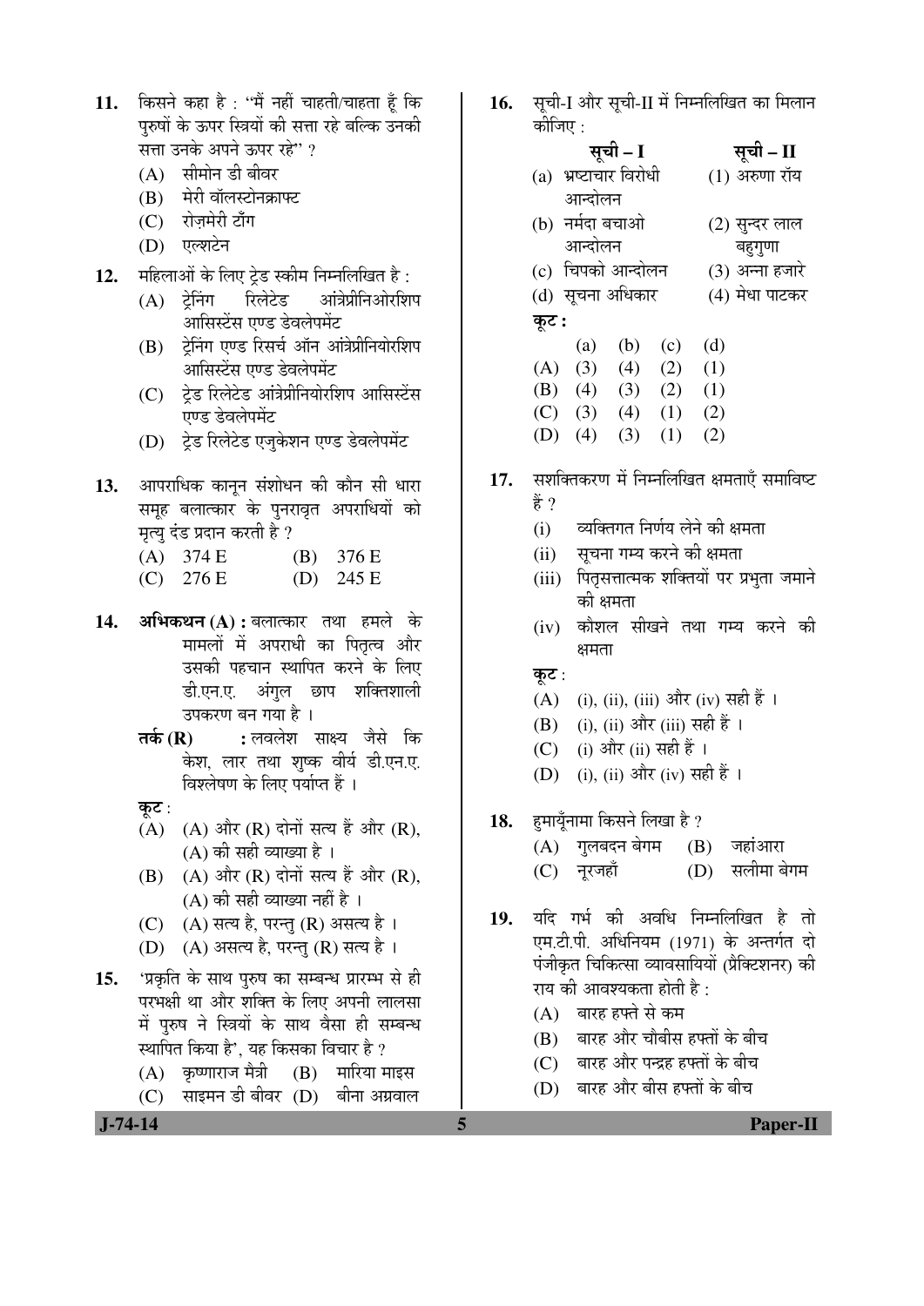11. किसने कहा है : "मैं नहीं चाहती/चाहता हूँ कि पुरुषों के ऊपर स्त्रियों की सत्ता रहे बल्कि उनकी सत्ता उनके अपने ऊपर रहे" ?
    (A) सीमोन डी बीवर
    (B) मेरी वॉलस्टोनक्राफ्ट
    (C) रोज़मेरी टाँग
    (D) एल्शटेन

12. महिलाओं के लिए ट्रेड स्कीम निम्नलिखित है :
    (A) ट्रेनिंग रिलेटेड आंत्रेप्रीनिओरशिप आसिस्टेंस एण्ड डेवलपमेंट
    (B) ट्रेनिंग एण्ड रिसर्च ऑन आंत्रेप्रीनियोरशिप आसिस्टेंस एण्ड डेवलपमेंट
    (C) ट्रेड रिलेटेड आंत्रेप्रीनियोरशिप आसिस्टेंस एण्ड डेवलपमेंट
    (D) ट्रेड रिलेटेड एजुकेशन एण्ड डेवलपमेंट

13. आपराधिक कानून संशोधन की कौन सी धारा समूह बलात्कार के पुनरावृत अपराधियों को मृत्यु दंड प्रदान करती है ?
    (A) 374 E (B) 376 E
    (C) 276 E (D) 245 E

14. **अभिकथन (A) :** बलात्कार तथा हमले के मामलों में अपराधी का पितृत्व और उसकी पहचान स्थापित करने के लिए डी.एन.ए. अंगुल छाप शक्तिशाली उपकरण बन गया है ।
    **तर्क (R) :** लवलेश साक्ष्य जैसे कि केश, लार तथा शुष्क वीर्य डी.एन.ए. विश्लेषण के लिए पर्याप्त हैं ।
    **कूट** :
    (A) (A) और (R) दोनों सत्य हैं और (R), (A) की सही व्याख्या है ।
    (B) (A) और (R) दोनों सत्य हैं और (R), (A) की सही व्याख्या नहीं है ।
    (C) (A) सत्य है, परन्तु (R) असत्य है ।
    (D) (A) असत्य है, परन्तु (R) सत्य है ।

15. 'प्रकृति के साथ पुरुष का सम्बन्ध प्रारम्भ से ही परभक्षी था और शक्ति के लिए अपनी लालसा में पुरुष ने स्त्रियों के साथ वैसा ही सम्बन्ध स्थापित किया है', यह किसका विचार है ?
    (A) कृष्णाराज मैत्री (B) मारिया माइस
    (C) साइमन डी बीवर (D) बीना अग्रवाल

16. सूची-I और सूची-II में निम्नलिखित का मिलान कीजिए :

| सूची – I | सूची – II |
|---|---|
| (a) भ्रष्टाचार विरोधी आन्दोलन | (1) अरुणा रॉय |
| (b) नर्मदा बचाओ आन्दोलन | (2) सुन्दर लाल बहुगुणा |
| (c) चिपको आन्दोलन | (3) अन्ना हजारे |
| (d) सूचना अधिकार | (4) मेधा पाटकर |

**कूट :**

| | (a) | (b) | (c) | (d) |
|---|---|---|---|---|
| (A) | (3) | (4) | (2) | (1) |
| (B) | (4) | (3) | (2) | (1) |
| (C) | (3) | (4) | (1) | (2) |
| (D) | (4) | (3) | (1) | (2) |

17. सशक्तिकरण में निम्नलिखित क्षमताएँ समाविष्ट हैं ?
    (i) व्यक्तिगत निर्णय लेने की क्षमता
    (ii) सूचना गम्य करने की क्षमता
    (iii) पितृसत्तात्मक शक्तियों पर प्रभुता जमाने की क्षमता
    (iv) कौशल सीखने तथा गम्य करने की क्षमता
    **कूट** :
    (A) (i), (ii), (iii) और (iv) सही हैं ।
    (B) (i), (ii) और (iii) सही हैं ।
    (C) (i) और (ii) सही हैं ।
    (D) (i), (ii) और (iv) सही हैं ।

18. हुमायूँनामा किसने लिखा है ?
    (A) गुलबदन बेगम (B) जहांआरा
    (C) नूरजहाँ (D) सलीमा बेगम

19. यदि गर्भ की अवधि निम्नलिखित है तो एम.टी.पी. अधिनियम (1971) के अन्तर्गत दो पंजीकृत चिकित्सा व्यावसायियों (प्रैक्टिशनर) की राय की आवश्यकता होती है :
    (A) बारह हफ्ते से कम
    (B) बारह और चौबीस हफ्तों के बीच
    (C) बारह और पन्द्रह हफ्तों के बीच
    (D) बारह और बीस हफ्तों के बीच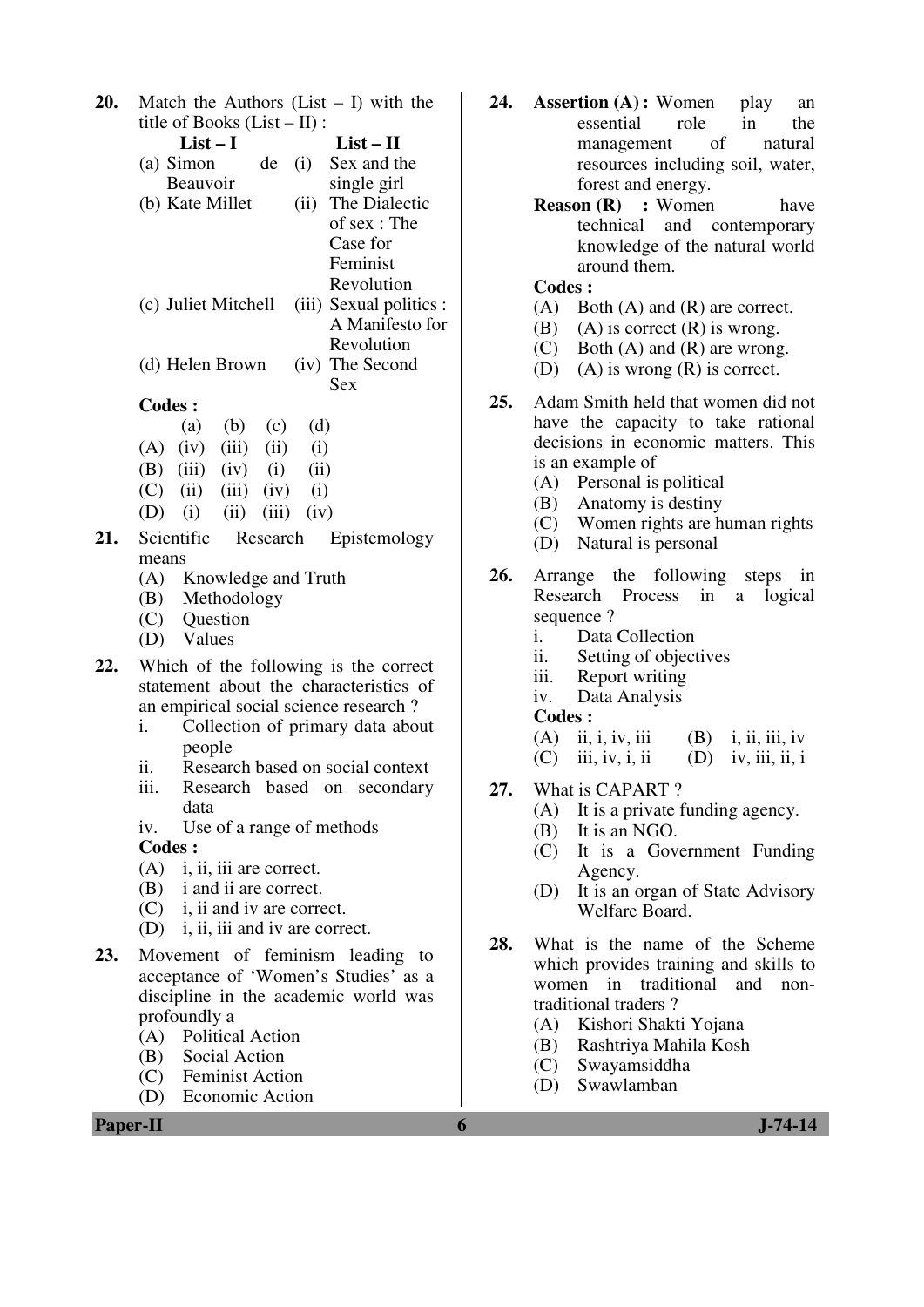20. Match the Authors (List – I) with the title of Books (List – II) :

| List – I | List – II |
|---|---|
| (a) Simon de Beauvoir | (i) Sex and the single girl |
| (b) Kate Millet | (ii) The Dialectic of sex : The Case for Feminist Revolution |
| (c) Juliet Mitchell | (iii) Sexual politics : A Manifesto for Revolution |
| (d) Helen Brown | (iv) The Second Sex |

**Codes :**

| | (a) | (b) | (c) | (d) |
|---|---|---|---|---|
| (A) | (iv) | (iii) | (ii) | (i) |
| (B) | (iii) | (iv) | (i) | (ii) |
| (C) | (ii) | (iii) | (iv) | (i) |
| (D) | (i) | (ii) | (iii) | (iv) |

21. Scientific Research Epistemology means
    (A) Knowledge and Truth
    (B) Methodology
    (C) Question
    (D) Values

22. Which of the following is the correct statement about the characteristics of an empirical social science research ?
    i. Collection of primary data about people
    ii. Research based on social context
    iii. Research based on secondary data
    iv. Use of a range of methods

    **Codes :**
    (A) i, ii, iii are correct.
    (B) i and ii are correct.
    (C) i, ii and iv are correct.
    (D) i, ii, iii and iv are correct.

23. Movement of feminism leading to acceptance of 'Women's Studies' as a discipline in the academic world was profoundly a
    (A) Political Action
    (B) Social Action
    (C) Feminist Action
    (D) Economic Action

24. **Assertion (A) :** Women play an essential role in the management of natural resources including soil, water, forest and energy.

    **Reason (R) :** Women have technical and contemporary knowledge of the natural world around them.

    **Codes :**
    (A) Both (A) and (R) are correct.
    (B) (A) is correct (R) is wrong.
    (C) Both (A) and (R) are wrong.
    (D) (A) is wrong (R) is correct.

25. Adam Smith held that women did not have the capacity to take rational decisions in economic matters. This is an example of
    (A) Personal is political
    (B) Anatomy is destiny
    (C) Women rights are human rights
    (D) Natural is personal

26. Arrange the following steps in Research Process in a logical sequence ?
    i. Data Collection
    ii. Setting of objectives
    iii. Report writing
    iv. Data Analysis

    **Codes :**
    (A) ii, i, iv, iii
    (B) i, ii, iii, iv
    (C) iii, iv, i, ii
    (D) iv, iii, ii, i

27. What is CAPART ?
    (A) It is a private funding agency.
    (B) It is an NGO.
    (C) It is a Government Funding Agency.
    (D) It is an organ of State Advisory Welfare Board.

28. What is the name of the Scheme which provides training and skills to women in traditional and non-traditional traders ?
    (A) Kishori Shakti Yojana
    (B) Rashtriya Mahila Kosh
    (C) Swayamsiddha
    (D) Swawlamban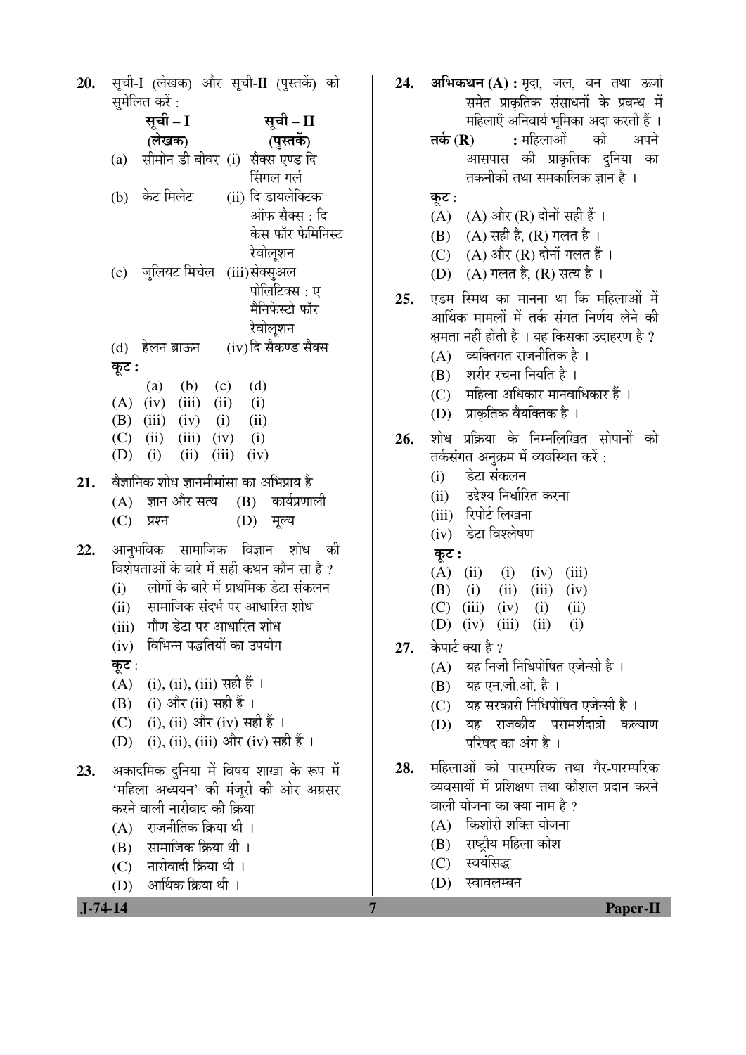20. सूची-I (लेखक) और सूची-II (पुस्तकें) को सुमेलित करें :

| सूची – I (लेखक) | सूची – II (पुस्तकें) |
|---|---|
| (a) सीमोन डी बीवर | (i) सैक्स एण्ड दि सिंगल गर्ल |
| (b) केट मिलेट | (ii) दि डायलेक्टिक ऑफ सैक्स : दि केस फॉर फेमिनिस्ट रेवोलूशन |
| (c) जुलियट मिचेल | (iii) सेक्सुअल पोलिटिक्स : ए मैनिफेस्टो फॉर रेवोलूशन |
| (d) हेलन ब्राऊन | (iv) दि सैकण्ड सैक्स |

**कूट :**

| | (a) | (b) | (c) | (d) |
|---|---|---|---|---|
| (A) | (iv) | (iii) | (ii) | (i) |
| (B) | (iii) | (iv) | (i) | (ii) |
| (C) | (ii) | (iii) | (iv) | (i) |
| (D) | (i) | (ii) | (iii) | (iv) |

21. वैज्ञानिक शोध ज्ञानमीमांसा का अभिप्राय है
   (A) ज्ञान और सत्य
   (B) कार्यप्रणाली
   (C) प्रश्न
   (D) मूल्य

22. आनुभविक सामाजिक विज्ञान शोध की विशेषताओं के बारे में सही कथन कौन सा है ?
   (i) लोगों के बारे में प्राथमिक डेटा संकलन
   (ii) सामाजिक संदर्भ पर आधारित शोध
   (iii) गौण डेटा पर आधारित शोध
   (iv) विभिन्न पद्धतियों का उपयोग

   **कूट** :
   (A) (i), (ii), (iii) सही हैं ।
   (B) (i) और (ii) सही हैं ।
   (C) (i), (ii) और (iv) सही हैं ।
   (D) (i), (ii), (iii) और (iv) सही हैं ।

23. अकादमिक दुनिया में विषय शाखा के रूप में 'महिला अध्ययन' की मंज़ूरी की ओर अग्रसर करने वाली नारीवाद की क्रिया
   (A) राजनीतिक क्रिया थी ।
   (B) सामाजिक क्रिया थी ।
   (C) नारीवादी क्रिया थी ।
   (D) आर्थिक क्रिया थी ।

24. **अभिकथन (A) :** मृदा, जल, वन तथा ऊर्जा समेत प्राकृतिक संसाधनों के प्रबन्ध में महिलाएँ अनिवार्य भूमिका अदा करती हैं ।
   **तर्क (R) :** महिलाओं को अपने आसपास की प्राकृतिक दुनिया का तकनीकी तथा समकालिक ज्ञान है ।

   **कूट** :
   (A) (A) और (R) दोनों सही हैं ।
   (B) (A) सही है, (R) गलत है ।
   (C) (A) और (R) दोनों गलत हैं ।
   (D) (A) गलत है, (R) सत्य है ।

25. एडम स्मिथ का मानना था कि महिलाओं में आर्थिक मामलों में तर्क संगत निर्णय लेने की क्षमता नहीं होती है । यह किसका उदाहरण है ?
   (A) व्यक्तिगत राजनीतिक है ।
   (B) शरीर रचना नियति है ।
   (C) महिला अधिकार मानवाधिकार हैं ।
   (D) प्राकृतिक वैयक्तिक है ।

26. शोध प्रक्रिया के निम्नलिखित सोपानों को तर्कसंगत अनुक्रम में व्यवस्थित करें :
   (i) डेटा संकलन
   (ii) उद्देश्य निर्धारित करना
   (iii) रिपोर्ट लिखना
   (iv) डेटा विश्लेषण

   **कूट :**
   (A) (ii) (i) (iv) (iii)
   (B) (i) (ii) (iii) (iv)
   (C) (iii) (iv) (i) (ii)
   (D) (iv) (iii) (ii) (i)

27. केपार्ट क्या है ?
   (A) यह निजी निधिपोषित एजेन्सी है ।
   (B) यह एन.जी.ओ. है ।
   (C) यह सरकारी निधिपोषित एजेन्सी है ।
   (D) यह राजकीय परामर्शदात्री कल्याण परिषद का अंग है ।

28. महिलाओं को पारम्परिक तथा गैर-पारम्परिक व्यवसायों में प्रशिक्षण तथा कौशल प्रदान करने वाली योजना का क्या नाम है ?
   (A) किशोरी शक्ति योजना
   (B) राष्ट्रीय महिला कोश
   (C) स्वयंसिद्ध
   (D) स्वावलम्बन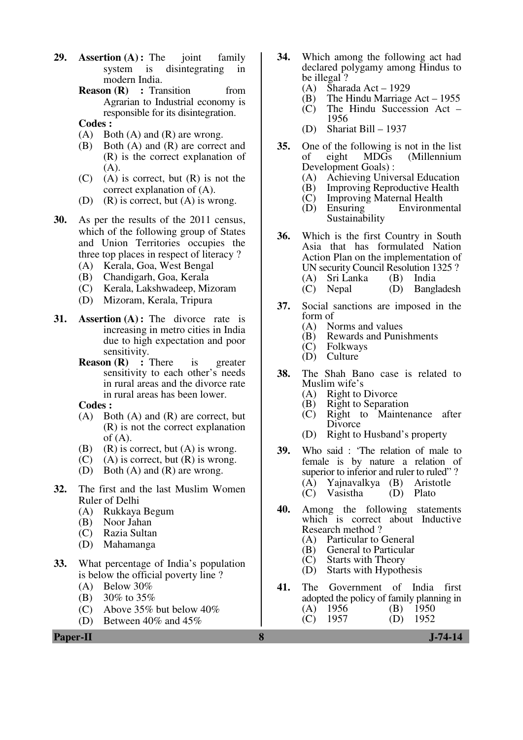**29.** **Assertion (A) :** The joint family system is disintegrating in modern India.

**Reason (R) :** Transition from Agrarian to Industrial economy is responsible for its disintegration.

**Codes :**

(A) Both (A) and (R) are wrong.
(B) Both (A) and (R) are correct and (R) is the correct explanation of (A).
(C) (A) is correct, but (R) is not the correct explanation of (A).
(D) (R) is correct, but (A) is wrong.

**30.** As per the results of the 2011 census, which of the following group of States and Union Territories occupies the three top places in respect of literacy ?

(A) Kerala, Goa, West Bengal
(B) Chandigarh, Goa, Kerala
(C) Kerala, Lakshwadeep, Mizoram
(D) Mizoram, Kerala, Tripura

**31.** **Assertion (A) :** The divorce rate is increasing in metro cities in India due to high expectation and poor sensitivity.

**Reason (R) :** There is greater sensitivity to each other's needs in rural areas and the divorce rate in rural areas has been lower.

**Codes :**

(A) Both (A) and (R) are correct, but (R) is not the correct explanation of (A).
(B) (R) is correct, but (A) is wrong.
(C) (A) is correct, but (R) is wrong.
(D) Both (A) and (R) are wrong.

**32.** The first and the last Muslim Women Ruler of Delhi

(A) Rukkaya Begum
(B) Noor Jahan
(C) Razia Sultan
(D) Mahamanga

**33.** What percentage of India's population is below the official poverty line ?

(A) Below 30%
(B) 30% to 35%
(C) Above 35% but below 40%
(D) Between 40% and 45%

**34.** Which among the following act had declared polygamy among Hindus to be illegal ?

(A) Sharada Act – 1929
(B) The Hindu Marriage Act – 1955
(C) The Hindu Succession Act – 1956
(D) Shariat Bill – 1937

**35.** One of the following is not in the list of eight MDGs (Millennium Development Goals) :

(A) Achieving Universal Education
(B) Improving Reproductive Health
(C) Improving Maternal Health
(D) Ensuring Environmental Sustainability

**36.** Which is the first Country in South Asia that has formulated Nation Action Plan on the implementation of UN security Council Resolution 1325 ?

(A) Sri Lanka
(B) India
(C) Nepal
(D) Bangladesh

**37.** Social sanctions are imposed in the form of

(A) Norms and values
(B) Rewards and Punishments
(C) Folkways
(D) Culture

**38.** The Shah Bano case is related to Muslim wife's

(A) Right to Divorce
(B) Right to Separation
(C) Right to Maintenance after Divorce
(D) Right to Husband's property

**39.** Who said : 'The relation of male to female is by nature a relation of superior to inferior and ruler to ruled" ?

(A) Yajnavalkya
(B) Aristotle
(C) Vasistha
(D) Plato

**40.** Among the following statements which is correct about Inductive Research method ?

(A) Particular to General
(B) General to Particular
(C) Starts with Theory
(D) Starts with Hypothesis

**41.** The Government of India first adopted the policy of family planning in

(A) 1956
(B) 1950
(C) 1957
(D) 1952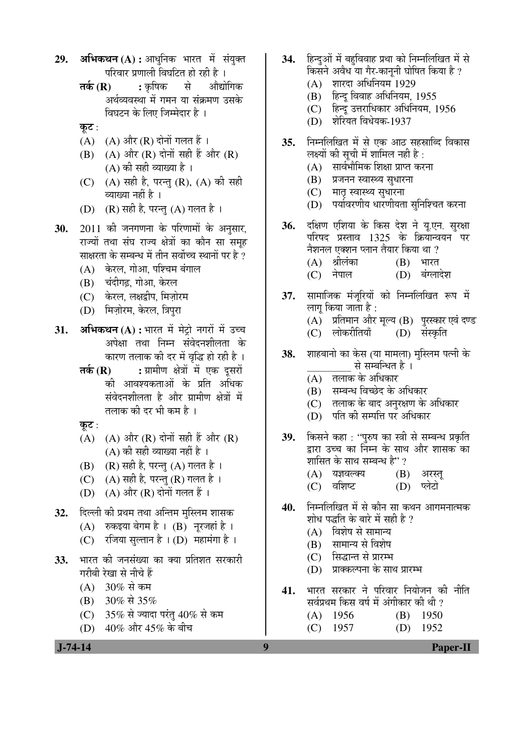**29.** **अभिकथन (A) :** आधुनिक भारत में संयुक्त परिवार प्रणाली विघटित हो रही है ।

**तर्क (R) :** कृषिक से औद्योगिक अर्थव्यवस्था में गमन या संक्रमण उसके विघटन के लिए जिम्मेदार है ।

**कूट :**

(A) (A) और (R) दोनों गलत हैं ।

(B) (A) और (R) दोनों सही हैं और (R) (A) की सही व्याख्या है ।

(C) (A) सही है, परन्तु (R), (A) की सही व्याख्या नहीं है ।

(D) (R) सही है, परन्तु (A) गलत है ।

**30.** 2011 की जनगणना के परिणामों के अनुसार, राज्यों तथा संघ राज्य क्षेत्रों का कौन सा समूह साक्षरता के सम्बन्ध में तीन सर्वोच्च स्थानों पर है ?

(A) केरल, गोआ, पश्चिम बंगाल

(B) चंदीगढ़, गोआ, केरल

(C) केरल, लक्षद्वीप, मिज़ोरम

(D) मिज़ोरम, केरल, त्रिपुरा

**31.** **अभिकथन (A) :** भारत में मेट्रो नगरों में उच्च अपेक्षा तथा निम्न संवेदनशीलता के कारण तलाक की दर में वृद्धि हो रही है ।

**तर्क (R) :** ग्रामीण क्षेत्रों में एक दूसरों की आवश्यकताओं के प्रति अधिक संवेदनशीलता है और ग्रामीण क्षेत्रों में तलाक की दर भी कम है ।

**कूट :**

(A) (A) और (R) दोनों सही हैं और (R) (A) की सही व्याख्या नहीं है ।

(B) (R) सही है, परन्तु (A) गलत है ।

(C) (A) सही है, परन्तु (R) गलत है ।

(D) (A) और (R) दोनों गलत हैं ।

**32.** दिल्ली की प्रथम तथा अन्तिम मुस्लिम शासक

(A) रुकइया बेगम है । (B) नूरजहां है ।

(C) रजिया सुल्तान है । (D) महामंगा है ।

**33.** भारत की जनसंख्या का क्या प्रतिशत सरकारी गरीबी रेखा से नीचे हैं

(A) 30% से कम

(B) 30% से 35%

(C) 35% से ज्यादा परंतु 40% से कम

(D) 40% और 45% के बीच

**34.** हिन्दुओं में बहुविवाह प्रथा को निम्नलिखित में से किसने अवैध या गैर-कानूनी घोषित किया है ?

(A) शारदा अधिनियम 1929

(B) हिन्दू विवाह अधिनियम, 1955

(C) हिन्दू उत्तराधिकार अधिनियम, 1956

(D) शेरियत विधेयक-1937

**35.** निम्नलिखित में से एक आठ सहस्राब्दि विकास लक्ष्यों की सूची में शामिल नहीं है :

(A) सार्वभौमिक शिक्षा प्राप्त करना

(B) प्रजनन स्वास्थ्य सुधारना

(C) मातृ स्वास्थ्य सुधारना

(D) पर्यावरणीय धारणीयता सुनिश्चित करना

**36.** दक्षिण एशिया के किस देश ने यू.एन. सुरक्षा परिषद प्रस्ताव 1325 के क्रियान्वयन पर नैशनल एक्शन प्लान तैयार किया था ?

(A) श्रीलंका (B) भारत

(C) नेपाल (D) बंग्लादेश

**37.** सामाजिक मंजूरियों को निम्नलिखित रूप में लागू किया जाता है :

(A) प्रतिमान और मूल्य (B) पुरस्कार एवं दण्ड

(C) लोकरीतियाँ (D) संस्कृति

**38.** शाहबानो का केस (या मामला) मुस्लिम पत्नी के _________ से सम्बन्धित है ।

(A) तलाक के अधिकार

(B) सम्बन्ध विच्छेद के अधिकार

(C) तलाक के बाद अनुरक्षण के अधिकार

(D) पति की सम्पत्ति पर अधिकार

**39.** किसने कहा : "पुरुष का स्त्री से सम्बन्ध प्रकृति द्वारा उच्च का निम्न के साथ और शासक का शासित के साथ सम्बन्ध है" ?

(A) यज्ञवल्क्य (B) अरस्तू

(C) वशिष्ट (D) प्लेटो

**40.** निम्नलिखित में से कौन सा कथन आगमनात्मक शोध पद्धति के बारे में सही है ?

(A) विशेष से सामान्य

(B) सामान्य से विशेष

(C) सिद्धान्त से प्रारम्भ

(D) प्राक्कल्पना के साथ प्रारम्भ

**41.** भारत सरकार ने परिवार नियोजन की नीति सर्वप्रथम किस वर्ष में अंगीकार की थी ?

(A) 1956 (B) 1950

(C) 1957 (D) 1952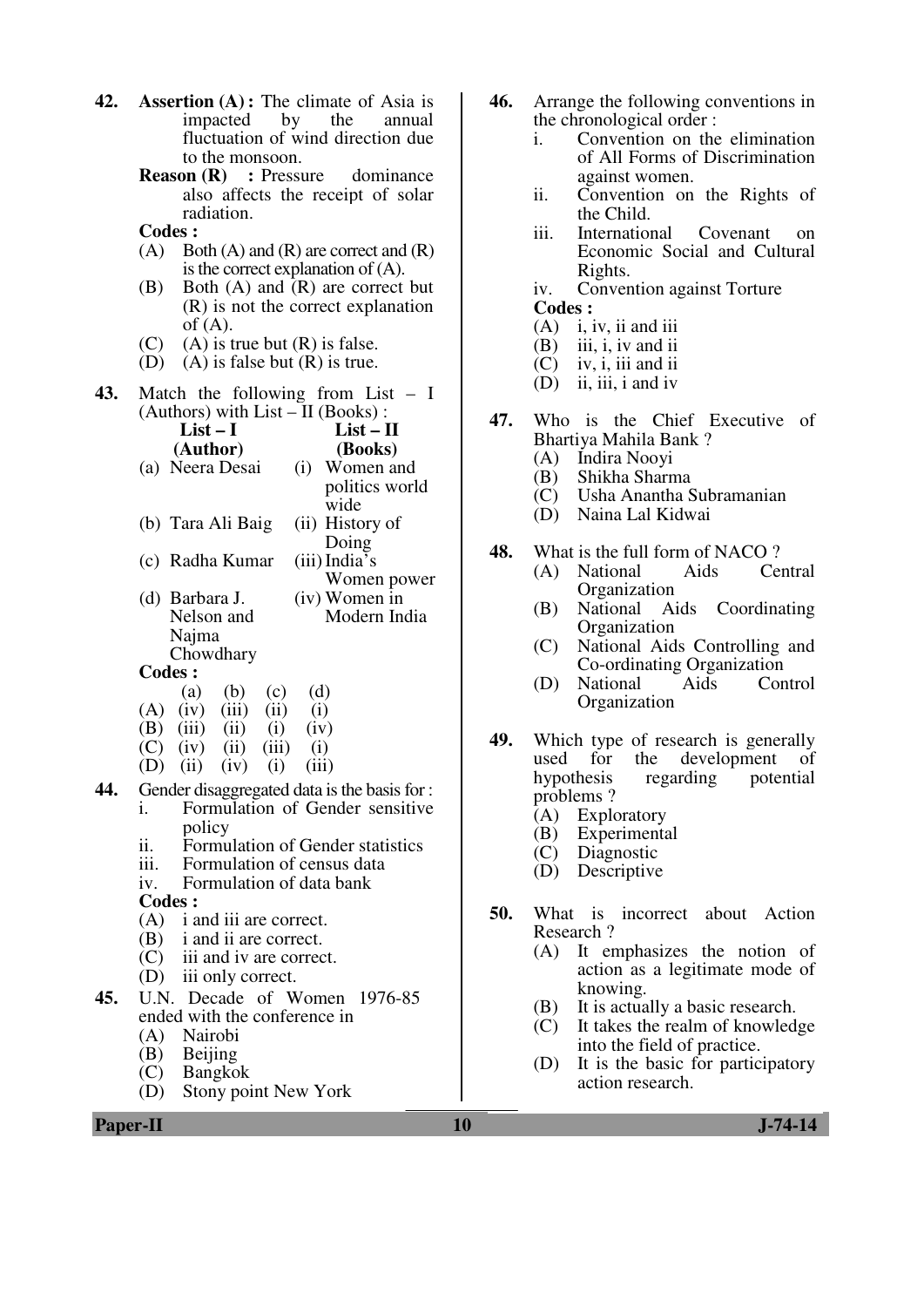**42.** **Assertion (A) :** The climate of Asia is impacted by the annual fluctuation of wind direction due to the monsoon.

**Reason (R) :** Pressure dominance also affects the receipt of solar radiation.

**Codes :**

(A) Both (A) and (R) are correct and (R) is the correct explanation of (A).
(B) Both (A) and (R) are correct but (R) is not the correct explanation of (A).
(C) (A) is true but (R) is false.
(D) (A) is false but (R) is true.

**43.** Match the following from List – I (Authors) with List – II (Books) :

| List – I (Author) | List – II (Books) |
|---|---|
| (a) Neera Desai | (i) Women and politics world wide |
| (b) Tara Ali Baig | (ii) History of Doing |
| (c) Radha Kumar | (iii) India's Women power |
| (d) Barbara J. Nelson and Najma Chowdhary | (iv) Women in Modern India |

**Codes :**

| | (a) | (b) | (c) | (d) |
|---|---|---|---|---|
| (A) | (iv) | (iii) | (ii) | (i) |
| (B) | (iii) | (ii) | (i) | (iv) |
| (C) | (iv) | (ii) | (iii) | (i) |
| (D) | (ii) | (iv) | (i) | (iii) |

**44.** Gender disaggregated data is the basis for :

i. Formulation of Gender sensitive policy
ii. Formulation of Gender statistics
iii. Formulation of census data
iv. Formulation of data bank

**Codes :**

(A) i and iii are correct.
(B) i and ii are correct.
(C) iii and iv are correct.
(D) iii only correct.

**45.** U.N. Decade of Women 1976-85 ended with the conference in

(A) Nairobi
(B) Beijing
(C) Bangkok
(D) Stony point New York

**46.** Arrange the following conventions in the chronological order :

i. Convention on the elimination of All Forms of Discrimination against women.
ii. Convention on the Rights of the Child.
iii. International Covenant on Economic Social and Cultural Rights.
iv. Convention against Torture

**Codes :**

(A) i, iv, ii and iii
(B) iii, i, iv and ii
(C) iv, i, iii and ii
(D) ii, iii, i and iv

**47.** Who is the Chief Executive of Bhartiya Mahila Bank ?

(A) Indira Nooyi
(B) Shikha Sharma
(C) Usha Anantha Subramanian
(D) Naina Lal Kidwai

**48.** What is the full form of NACO ?

(A) National Aids Central Organization
(B) National Aids Coordinating Organization
(C) National Aids Controlling and Co-ordinating Organization
(D) National Aids Control Organization

**49.** Which type of research is generally used for the development of hypothesis regarding potential problems ?

(A) Exploratory
(B) Experimental
(C) Diagnostic
(D) Descriptive

**50.** What is incorrect about Action Research ?

(A) It emphasizes the notion of action as a legitimate mode of knowing.
(B) It is actually a basic research.
(C) It takes the realm of knowledge into the field of practice.
(D) It is the basic for participatory action research.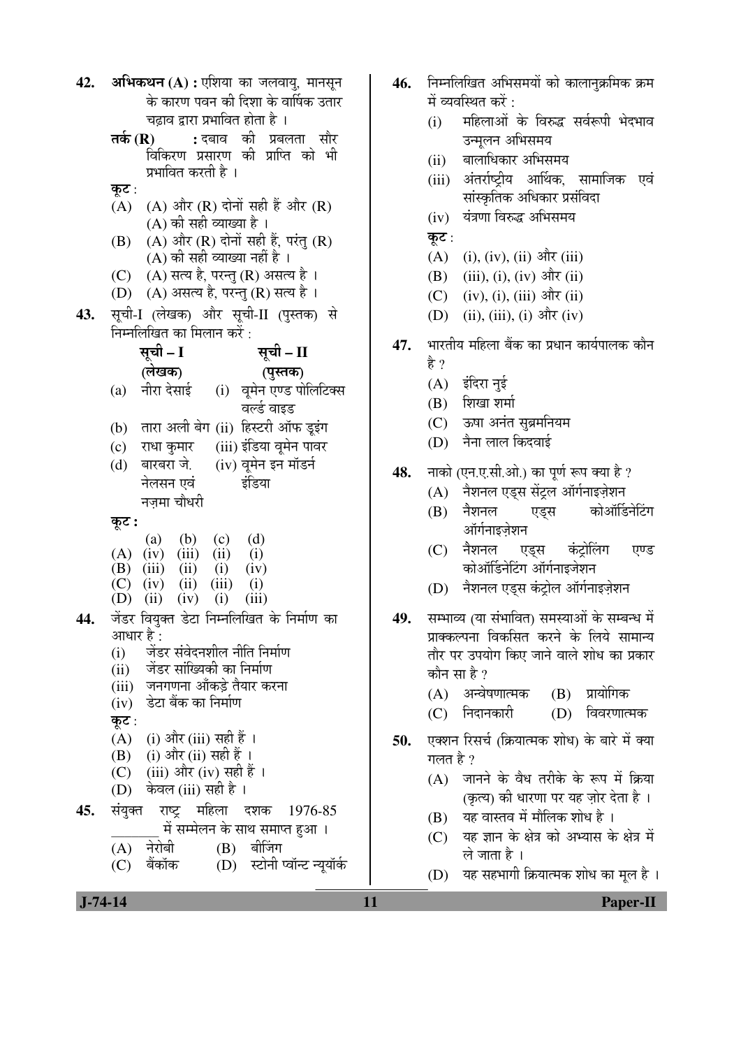**42.** **अभिकथन (A) :** एशिया का जलवायु, मानसून के कारण पवन की दिशा के वार्षिक उतार चढ़ाव द्वारा प्रभावित होता है ।

**तर्क (R) :** दबाव की प्रबलता सौर विकिरण प्रसारण की प्राप्ति को भी प्रभावित करती है ।

**कूट :**

(A) (A) और (R) दोनों सही हैं और (R) (A) की सही व्याख्या है ।

(B) (A) और (R) दोनों सही हैं, परंतु (R) (A) की सही व्याख्या नहीं है ।

(C) (A) सत्य है, परन्तु (R) असत्य है ।

(D) (A) असत्य है, परन्तु (R) सत्य है ।

**43.** सूची-I (लेखक) और सूची-II (पुस्तक) से निम्नलिखित का मिलान करें :

| | सूची – I (लेखक) | | सूची – II (पुस्तक) |
|---|---|---|---|
| (a) | नीरा देसाई | (i) | वूमेन एण्ड पोलिटिक्स वर्ल्ड वाइड |
| (b) | तारा अली बेग | (ii) | हिस्टरी ऑफ डूइंग |
| (c) | राधा कुमार | (iii) | इंडिया वूमेन पावर |
| (d) | बारबरा जे. नेलसन एवं नज़मा चौधरी | (iv) | वूमेन इन मॉडर्न इंडिया |

**कूट :**

| | (a) | (b) | (c) | (d) |
|---|---|---|---|---|
| (A) | (iv) | (iii) | (ii) | (i) |
| (B) | (iii) | (ii) | (i) | (iv) |
| (C) | (iv) | (ii) | (iii) | (i) |
| (D) | (ii) | (iv) | (i) | (iii) |

**44.** जेंडर वियुक्त डेटा निम्नलिखित के निर्माण का आधार है :

(i) जेंडर संवेदनशील नीति निर्माण

(ii) जेंडर सांख्यिकी का निर्माण

(iii) जनगणना आँकड़े तैयार करना

(iv) डेटा बैंक का निर्माण

**कूट :**

(A) (i) और (iii) सही हैं ।

(B) (i) और (ii) सही हैं ।

(C) (iii) और (iv) सही हैं ।

(D) केवल (iii) सही है ।

**45.** संयुक्त राष्ट्र महिला दशक 1976-85 ________ में सम्मेलन के साथ समाप्त हुआ ।

(A) नेरोबी (B) बीजिंग

(C) बैंकॉक (D) स्टोनी प्वॉन्ट न्यूयॉर्क

**46.** निम्नलिखित अभिसमयों को कालानुक्रमिक क्रम में व्यवस्थित करें :

(i) महिलाओं के विरुद्ध सर्वरूपी भेदभाव उन्मूलन अभिसमय

(ii) बालाधिकार अभिसमय

(iii) अंतर्राष्ट्रीय आर्थिक, सामाजिक एवं सांस्कृतिक अधिकार प्रसंविदा

(iv) यंत्रणा विरुद्ध अभिसमय

**कूट :**

(A) (i), (iv), (ii) और (iii)

(B) (iii), (i), (iv) और (ii)

(C) (iv), (i), (iii) और (ii)

(D) (ii), (iii), (i) और (iv)

**47.** भारतीय महिला बैंक का प्रधान कार्यपालक कौन है ?

(A) इंदिरा नुई

(B) शिखा शर्मा

(C) ऊषा अनंत सुब्रमनियम

(D) नैना लाल किदवाई

**48.** नाको (एन.ए.सी.ओ.) का पूर्ण रूप क्या है ?

(A) नैशनल एड्स सेंट्रल ऑर्गनाइज़ेशन

(B) नैशनल एड्स कोऑर्डिनेटिंग ऑर्गनाइज़ेशन

(C) नैशनल एड्स कंट्रोलिंग एण्ड कोऑर्डिनेटिंग ऑर्गनाइजेशन

(D) नैशनल एड्स कंट्रोल ऑर्गनाइज़ेशन

**49.** सम्भाव्य (या संभावित) समस्याओं के सम्बन्ध में प्राक्कल्पना विकसित करने के लिये सामान्य तौर पर उपयोग किए जाने वाले शोध का प्रकार कौन सा है ?

(A) अन्वेषणात्मक (B) प्रायोगिक

(C) निदानकारी (D) विवरणात्मक

**50.** एक्शन रिसर्च (क्रियात्मक शोध) के बारे में क्या गलत है ?

(A) जानने के वैध तरीके के रूप में क्रिया (कृत्य) की धारणा पर यह ज़ोर देता है ।

(B) यह वास्तव में मौलिक शोध है ।

(C) यह ज्ञान के क्षेत्र को अभ्यास के क्षेत्र में ले जाता है ।

(D) यह सहभागी क्रियात्मक शोध का मूल है ।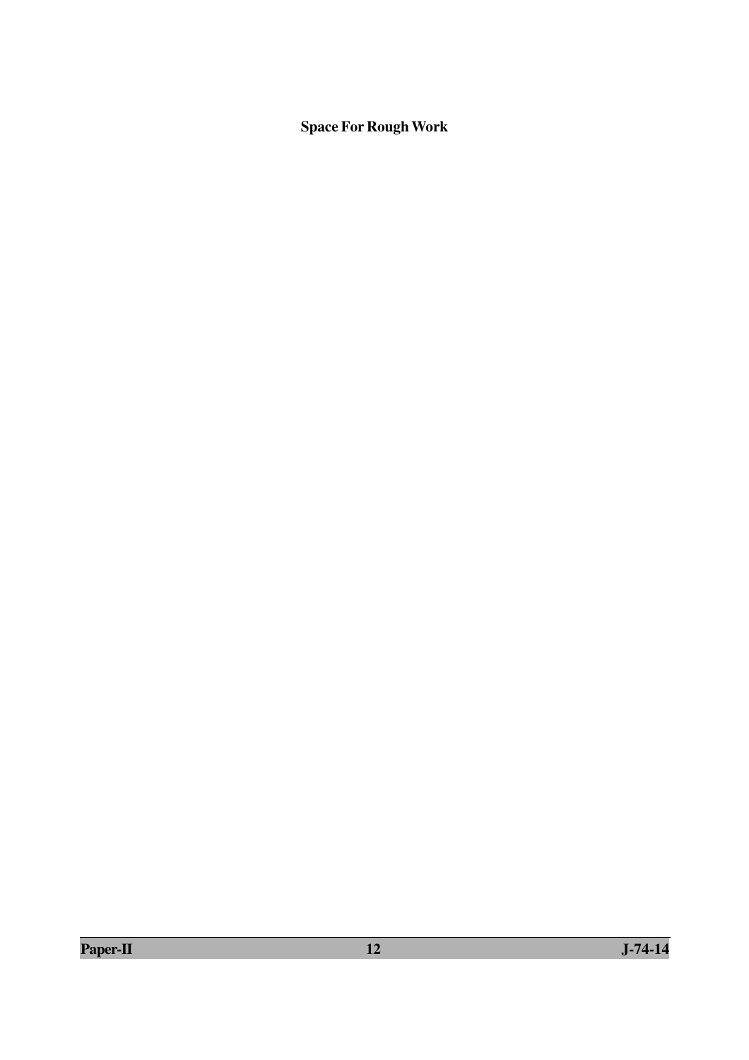**Space For Rough Work**